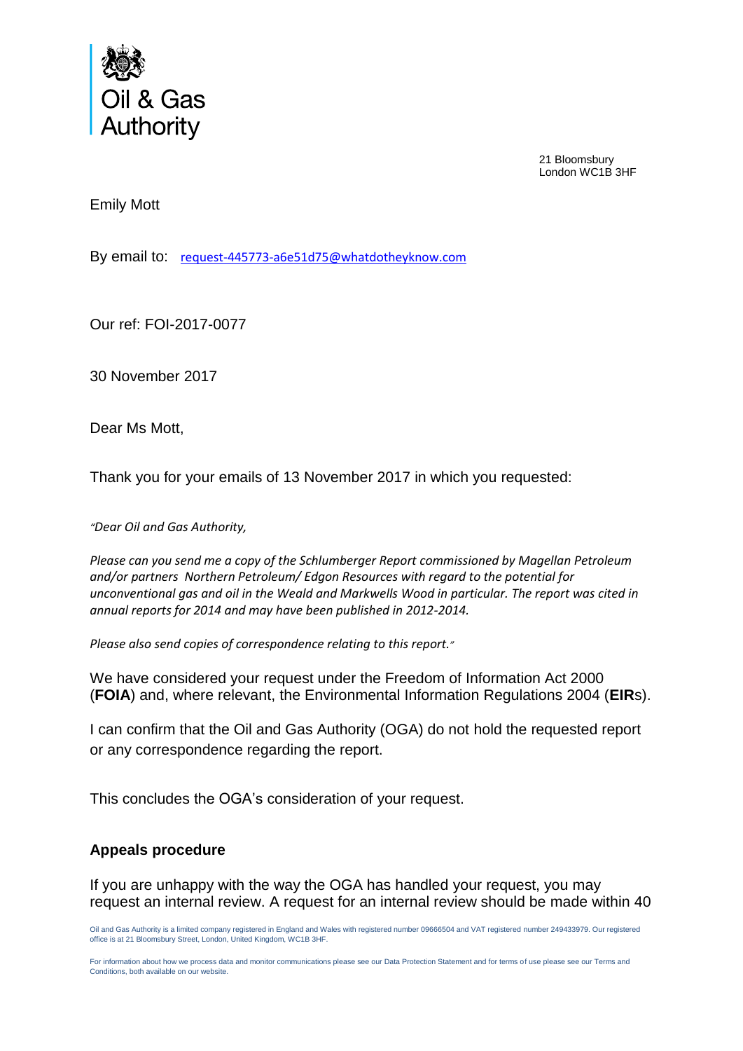Oil & Gas Authority

21 Bloomsbury
London WC1B 3HF

Emily Mott

By email to: request-445773-a6e51d75@whatdotheyknow.com

Our ref: FOI-2017-0077

30 November 2017

Dear Ms Mott,

Thank you for your emails of 13 November 2017 in which you requested:

*"Dear Oil and Gas Authority,*

*Please can you send me a copy of the Schlumberger Report commissioned by Magellan Petroleum and/or partners Northern Petroleum/ Edgon Resources with regard to the potential for unconventional gas and oil in the Weald and Markwells Wood in particular. The report was cited in annual reports for 2014 and may have been published in 2012-2014.*

*Please also send copies of correspondence relating to this report."*

We have considered your request under the Freedom of Information Act 2000 (**FOIA**) and, where relevant, the Environmental Information Regulations 2004 (**EIR**s).

I can confirm that the Oil and Gas Authority (OGA) do not hold the requested report or any correspondence regarding the report.

This concludes the OGA's consideration of your request.

## Appeals procedure

If you are unhappy with the way the OGA has handled your request, you may request an internal review. A request for an internal review should be made within 40

Oil and Gas Authority is a limited company registered in England and Wales with registered number 09666504 and VAT registered number 249433979. Our registered office is at 21 Bloomsbury Street, London, United Kingdom, WC1B 3HF.

For information about how we process data and monitor communications please see our Data Protection Statement and for terms of use please see our Terms and Conditions, both available on our website.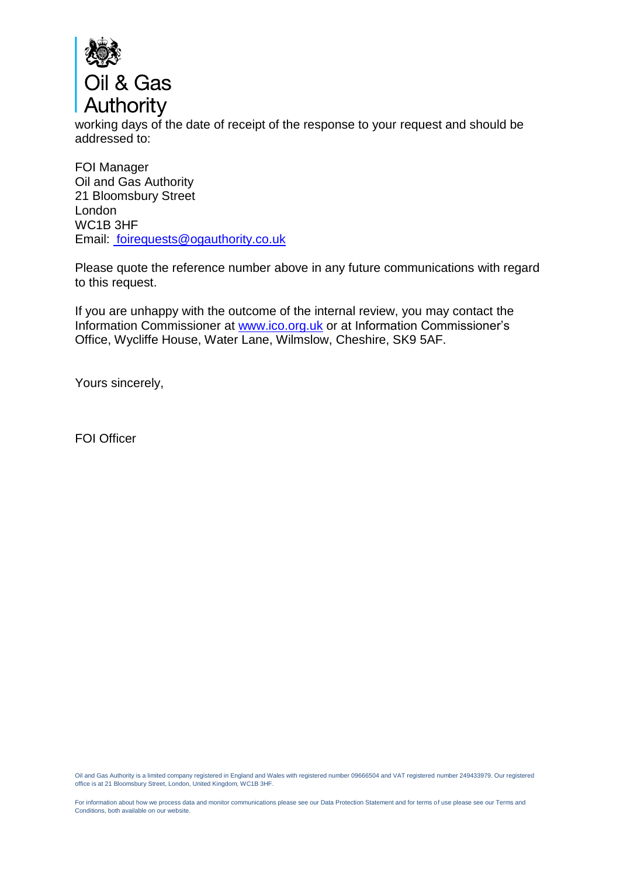working days of the date of receipt of the response to your request and should be addressed to:

FOI Manager
Oil and Gas Authority
21 Bloomsbury Street
London
WC1B 3HF
Email: foirequests@ogauthority.co.uk

Please quote the reference number above in any future communications with regard to this request.

If you are unhappy with the outcome of the internal review, you may contact the Information Commissioner at www.ico.org.uk or at Information Commissioner's Office, Wycliffe House, Water Lane, Wilmslow, Cheshire, SK9 5AF.

Yours sincerely,

FOI Officer

Oil and Gas Authority is a limited company registered in England and Wales with registered number 09666504 and VAT registered number 249433979. Our registered office is at 21 Bloomsbury Street, London, United Kingdom, WC1B 3HF.

For information about how we process data and monitor communications please see our Data Protection Statement and for terms of use please see our Terms and Conditions, both available on our website.